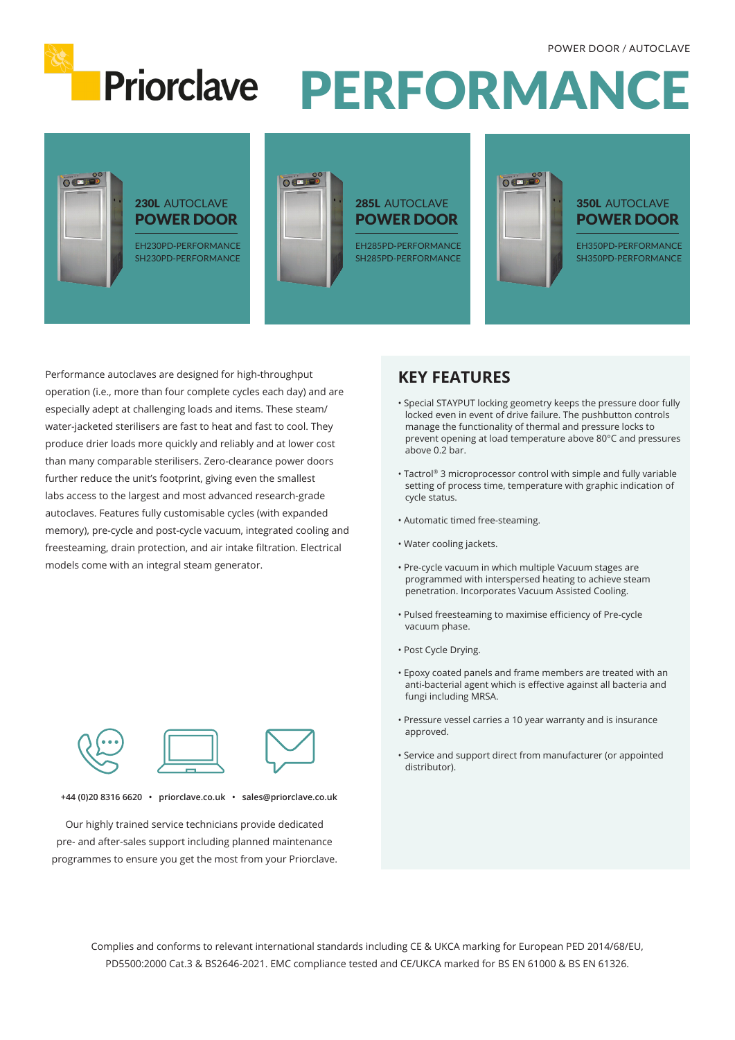POWER DOOR / AUTOCLAVE

Priorclave

# PERFORMANCE

## 230L AUTOCLAVE POWER DOOR

EH230PD-PERFORMANCE
SH230PD-PERFORMANCE

## 285L AUTOCLAVE POWER DOOR

EH285PD-PERFORMANCE
SH285PD-PERFORMANCE

## 350L AUTOCLAVE POWER DOOR

EH350PD-PERFORMANCE
SH350PD-PERFORMANCE

Performance autoclaves are designed for high-throughput operation (i.e., more than four complete cycles each day) and are especially adept at challenging loads and items. These steam/water-jacketed sterilisers are fast to heat and fast to cool. They produce drier loads more quickly and reliably and at lower cost than many comparable sterilisers. Zero-clearance power doors further reduce the unit's footprint, giving even the smallest labs access to the largest and most advanced research-grade autoclaves. Features fully customisable cycles (with expanded memory), pre-cycle and post-cycle vacuum, integrated cooling and freesteaming, drain protection, and air intake filtration. Electrical models come with an integral steam generator.

## KEY FEATURES

- Special STAYPUT locking geometry keeps the pressure door fully locked even in event of drive failure. The pushbutton controls manage the functionality of thermal and pressure locks to prevent opening at load temperature above 80°C and pressures above 0.2 bar.
- Tactrol® 3 microprocessor control with simple and fully variable setting of process time, temperature with graphic indication of cycle status.
- Automatic timed free-steaming.
- Water cooling jackets.
- Pre-cycle vacuum in which multiple Vacuum stages are programmed with interspersed heating to achieve steam penetration. Incorporates Vacuum Assisted Cooling.
- Pulsed freesteaming to maximise efficiency of Pre-cycle vacuum phase.
- Post Cycle Drying.
- Epoxy coated panels and frame members are treated with an anti-bacterial agent which is effective against all bacteria and fungi including MRSA.
- Pressure vessel carries a 10 year warranty and is insurance approved.
- Service and support direct from manufacturer (or appointed distributor).

+44 (0)20 8316 6620 • priorclave.co.uk • sales@priorclave.co.uk

Our highly trained service technicians provide dedicated pre- and after-sales support including planned maintenance programmes to ensure you get the most from your Priorclave.

Complies and conforms to relevant international standards including CE & UKCA marking for European PED 2014/68/EU, PD5500:2000 Cat.3 & BS2646-2021. EMC compliance tested and CE/UKCA marked for BS EN 61000 & BS EN 61326.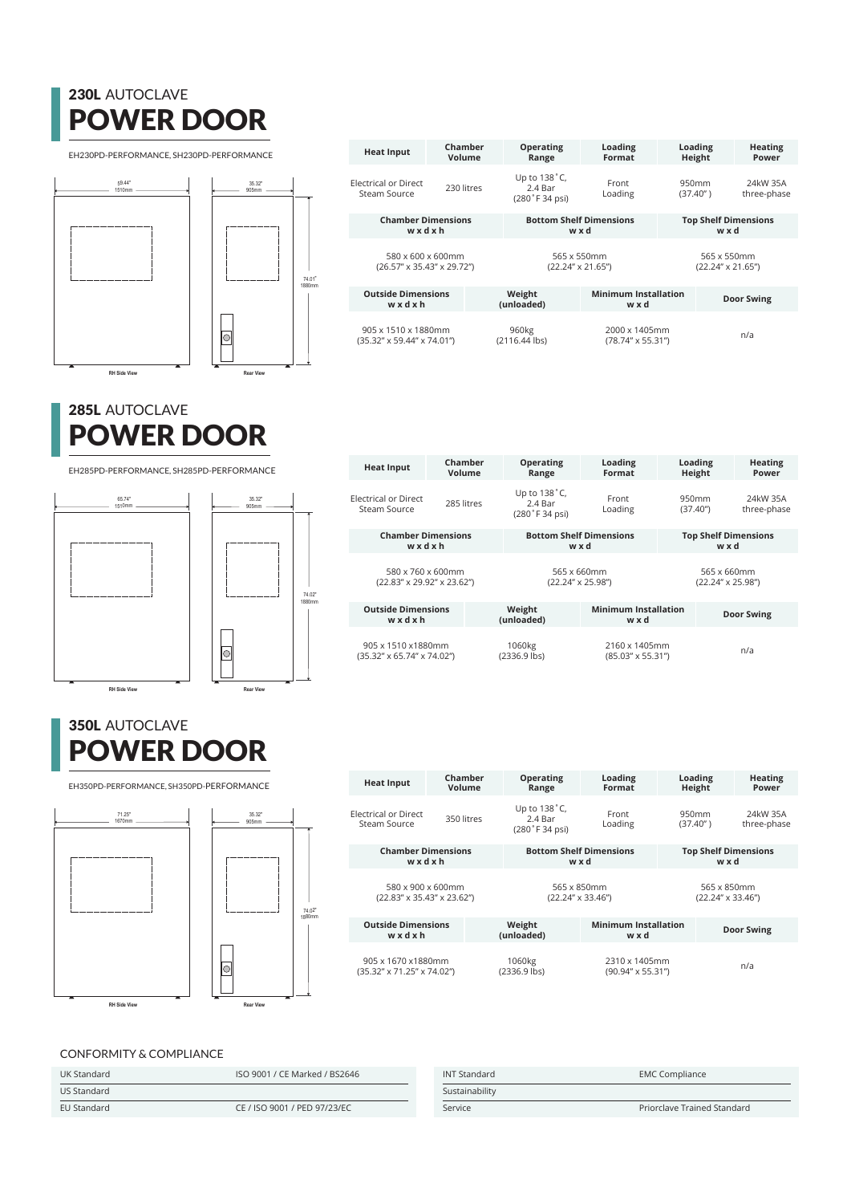## 230L AUTOCLAVE
# POWER DOOR

EH230PD-PERFORMANCE, SH230PD-PERFORMANCE

59.44"
1510mm

35.32"
905mm

74.01"
1880mm

RH Side View

Rear View

| Heat Input | Chamber Volume | Operating Range | Loading Format | Loading Height | Heating Power |
|---|---|---|---|---|---|
| Electrical or Direct Steam Source | 230 litres | Up to 138˚C, 2.4 Bar (280˚F 34 psi) | Front Loading | 950mm (37.40" ) | 24kW 35A three-phase |

| Chamber Dimensions w x d x h | Bottom Shelf Dimensions w x d | Top Shelf Dimensions w x d |
|---|---|---|
| 580 x 600 x 600mm (26.57" x 35.43" x 29.72") | 565 x 550mm (22.24" x 21.65") | 565 x 550mm (22.24" x 21.65") |

| Outside Dimensions w x d x h | Weight (unloaded) | Minimum Installation w x d | Door Swing |
|---|---|---|---|
| 905 x 1510 x 1880mm (35.32" x 59.44" x 74.01") | 960kg (2116.44 lbs) | 2000 x 1405mm (78.74" x 55.31") | n/a |

## 285L AUTOCLAVE
# POWER DOOR

EH285PD-PERFORMANCE, SH285PD-PERFORMANCE

65.74"
1510mm

35.32"
905mm

74.02"
1880mm

RH Side View

Rear View

| Heat Input | Chamber Volume | Operating Range | Loading Format | Loading Height | Heating Power |
|---|---|---|---|---|---|
| Electrical or Direct Steam Source | 285 litres | Up to 138˚C, 2.4 Bar (280˚F 34 psi) | Front Loading | 950mm (37.40") | 24kW 35A three-phase |

| Chamber Dimensions w x d x h | Bottom Shelf Dimensions w x d | Top Shelf Dimensions w x d |
|---|---|---|
| 580 x 760 x 600mm (22.83" x 29.92" x 23.62") | 565 x 660mm (22.24" x 25.98") | 565 x 660mm (22.24" x 25.98") |

| Outside Dimensions w x d x h | Weight (unloaded) | Minimum Installation w x d | Door Swing |
|---|---|---|---|
| 905 x 1510 x1880mm (35.32" x 65.74" x 74.02") | 1060kg (2336.9 lbs) | 2160 x 1405mm (85.03" x 55.31") | n/a |

## 350L AUTOCLAVE
# POWER DOOR

EH350PD-PERFORMANCE, SH350PD-PERFORMANCE

71.25"
1670mm

35.32"
905mm

74.02"
1880mm

RH Side View

Rear View

| Heat Input | Chamber Volume | Operating Range | Loading Format | Loading Height | Heating Power |
|---|---|---|---|---|---|
| Electrical or Direct Steam Source | 350 litres | Up to 138˚C, 2.4 Bar (280˚F 34 psi) | Front Loading | 950mm (37.40" ) | 24kW 35A three-phase |

| Chamber Dimensions w x d x h | Bottom Shelf Dimensions w x d | Top Shelf Dimensions w x d |
|---|---|---|
| 580 x 900 x 600mm (22.83" x 35.43" x 23.62") | 565 x 850mm (22.24" x 33.46") | 565 x 850mm (22.24" x 33.46") |

| Outside Dimensions w x d x h | Weight (unloaded) | Minimum Installation w x d | Door Swing |
|---|---|---|---|
| 905 x 1670 x1880mm (35.32" x 71.25" x 74.02") | 1060kg (2336.9 lbs) | 2310 x 1405mm (90.94" x 55.31") | n/a |

CONFORMITY & COMPLIANCE

| | | | |
|---|---|---|---|
| UK Standard | ISO 9001 / CE Marked / BS2646 | INT Standard | EMC Compliance |
| US Standard | | Sustainability | |
| EU Standard | CE / ISO 9001 / PED 97/23/EC | Service | Priorclave Trained Standard |